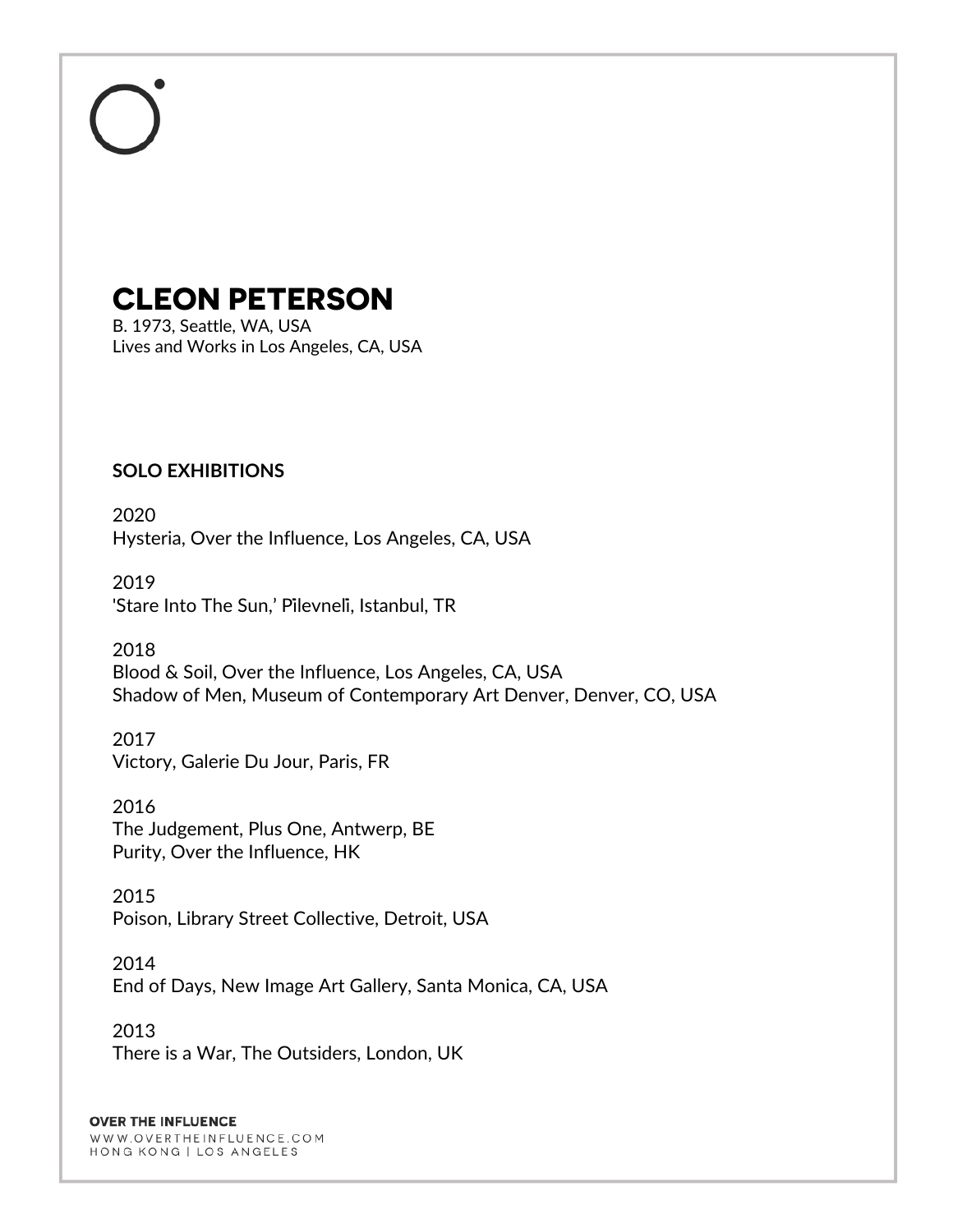# CLEON PETERSON

B. 1973, Seattle, WA, USA
Lives and Works in Los Angeles, CA, USA

## SOLO EXHIBITIONS

2020
Hysteria, Over the Influence, Los Angeles, CA, USA

2019
'Stare Into The Sun,' Pīlevnelī, Istanbul, TR

2018
Blood & Soil, Over the Influence, Los Angeles, CA, USA
Shadow of Men, Museum of Contemporary Art Denver, Denver, CO, USA

2017
Victory, Galerie Du Jour, Paris, FR

2016
The Judgement, Plus One, Antwerp, BE
Purity, Over the Influence, HK

2015
Poison, Library Street Collective, Detroit, USA

2014
End of Days, New Image Art Gallery, Santa Monica, CA, USA

2013
There is a War, The Outsiders, London, UK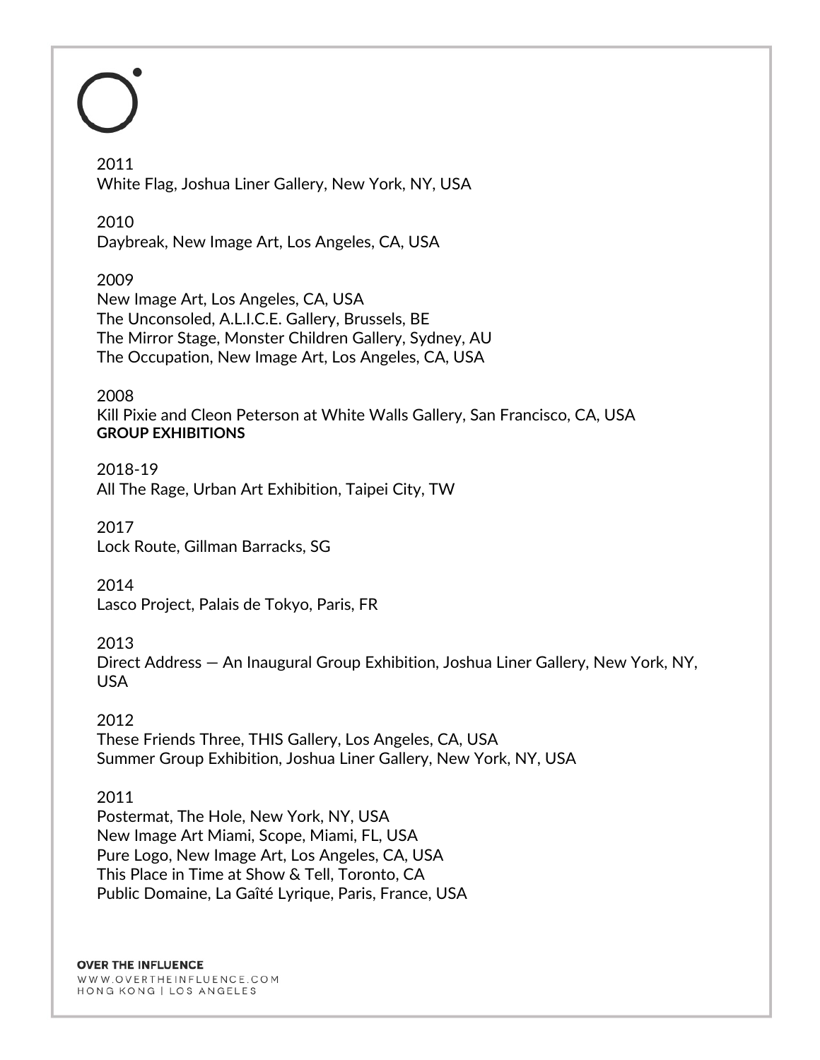2011
White Flag, Joshua Liner Gallery, New York, NY, USA

2010
Daybreak, New Image Art, Los Angeles, CA, USA

2009
New Image Art, Los Angeles, CA, USA
The Unconsoled, A.L.I.C.E. Gallery, Brussels, BE
The Mirror Stage, Monster Children Gallery, Sydney, AU
The Occupation, New Image Art, Los Angeles, CA, USA

2008
Kill Pixie and Cleon Peterson at White Walls Gallery, San Francisco, CA, USA

**GROUP EXHIBITIONS**

2018-19
All The Rage, Urban Art Exhibition, Taipei City, TW

2017
Lock Route, Gillman Barracks, SG

2014
Lasco Project, Palais de Tokyo, Paris, FR

2013
Direct Address — An Inaugural Group Exhibition, Joshua Liner Gallery, New York, NY, USA

2012
These Friends Three, THIS Gallery, Los Angeles, CA, USA
Summer Group Exhibition, Joshua Liner Gallery, New York, NY, USA

2011
Postermat, The Hole, New York, NY, USA
New Image Art Miami, Scope, Miami, FL, USA
Pure Logo, New Image Art, Los Angeles, CA, USA
This Place in Time at Show & Tell, Toronto, CA
Public Domaine, La Gaîté Lyrique, Paris, France, USA